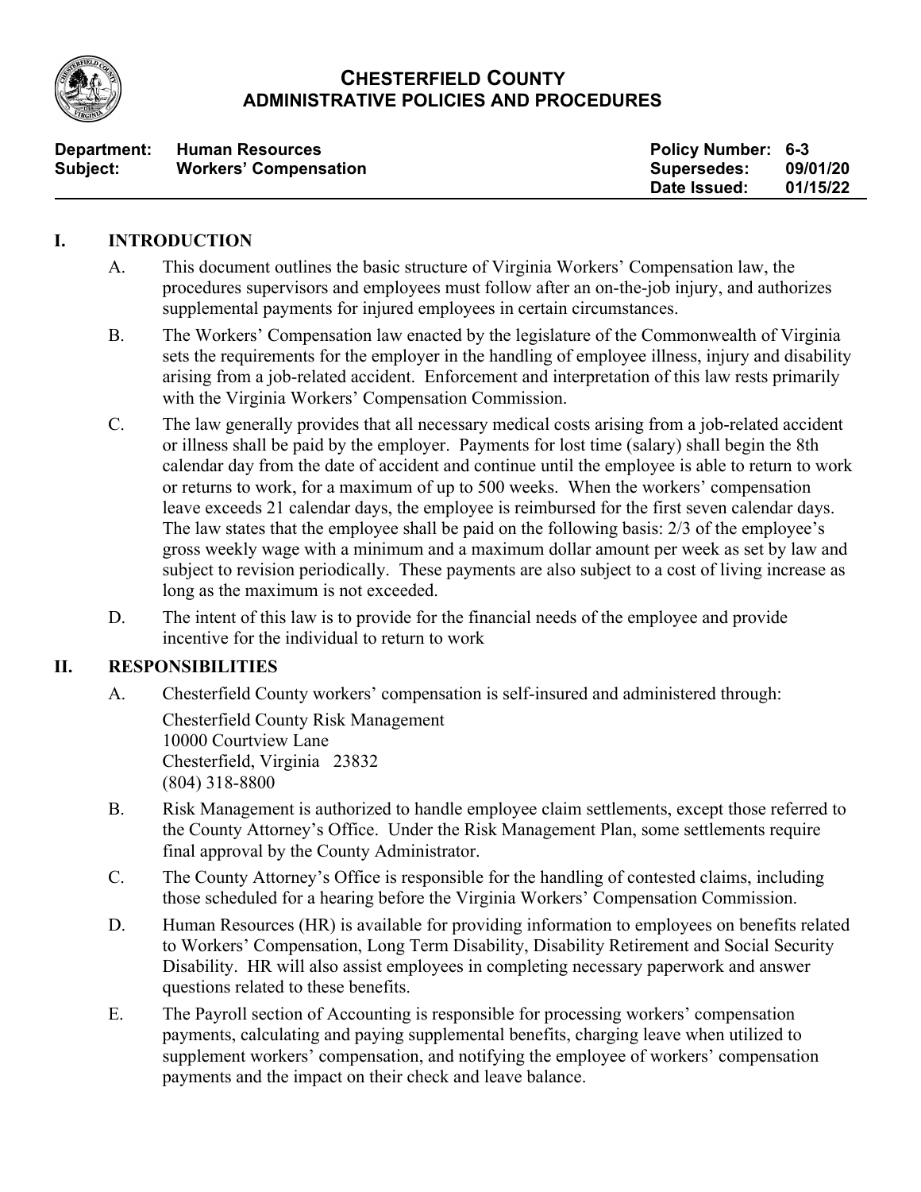# CHESTERFIELD COUNTY
## ADMINISTRATIVE POLICIES AND PROCEDURES

| | | | |
|---|---|---|---|
| **Department:** | **Human Resources** | **Policy Number:** | **6-3** |
| **Subject:** | **Workers' Compensation** | **Supersedes:** | **09/01/20** |
| | | **Date Issued:** | **01/15/22** |

## I. INTRODUCTION

A. This document outlines the basic structure of Virginia Workers' Compensation law, the procedures supervisors and employees must follow after an on-the-job injury, and authorizes supplemental payments for injured employees in certain circumstances.

B. The Workers' Compensation law enacted by the legislature of the Commonwealth of Virginia sets the requirements for the employer in the handling of employee illness, injury and disability arising from a job-related accident. Enforcement and interpretation of this law rests primarily with the Virginia Workers' Compensation Commission.

C. The law generally provides that all necessary medical costs arising from a job-related accident or illness shall be paid by the employer. Payments for lost time (salary) shall begin the 8th calendar day from the date of accident and continue until the employee is able to return to work or returns to work, for a maximum of up to 500 weeks. When the workers' compensation leave exceeds 21 calendar days, the employee is reimbursed for the first seven calendar days. The law states that the employee shall be paid on the following basis: 2/3 of the employee's gross weekly wage with a minimum and a maximum dollar amount per week as set by law and subject to revision periodically. These payments are also subject to a cost of living increase as long as the maximum is not exceeded.

D. The intent of this law is to provide for the financial needs of the employee and provide incentive for the individual to return to work

## II. RESPONSIBILITIES

A. Chesterfield County workers' compensation is self-insured and administered through:

Chesterfield County Risk Management  
10000 Courtview Lane  
Chesterfield, Virginia 23832  
(804) 318-8800

B. Risk Management is authorized to handle employee claim settlements, except those referred to the County Attorney's Office. Under the Risk Management Plan, some settlements require final approval by the County Administrator.

C. The County Attorney's Office is responsible for the handling of contested claims, including those scheduled for a hearing before the Virginia Workers' Compensation Commission.

D. Human Resources (HR) is available for providing information to employees on benefits related to Workers' Compensation, Long Term Disability, Disability Retirement and Social Security Disability. HR will also assist employees in completing necessary paperwork and answer questions related to these benefits.

E. The Payroll section of Accounting is responsible for processing workers' compensation payments, calculating and paying supplemental benefits, charging leave when utilized to supplement workers' compensation, and notifying the employee of workers' compensation payments and the impact on their check and leave balance.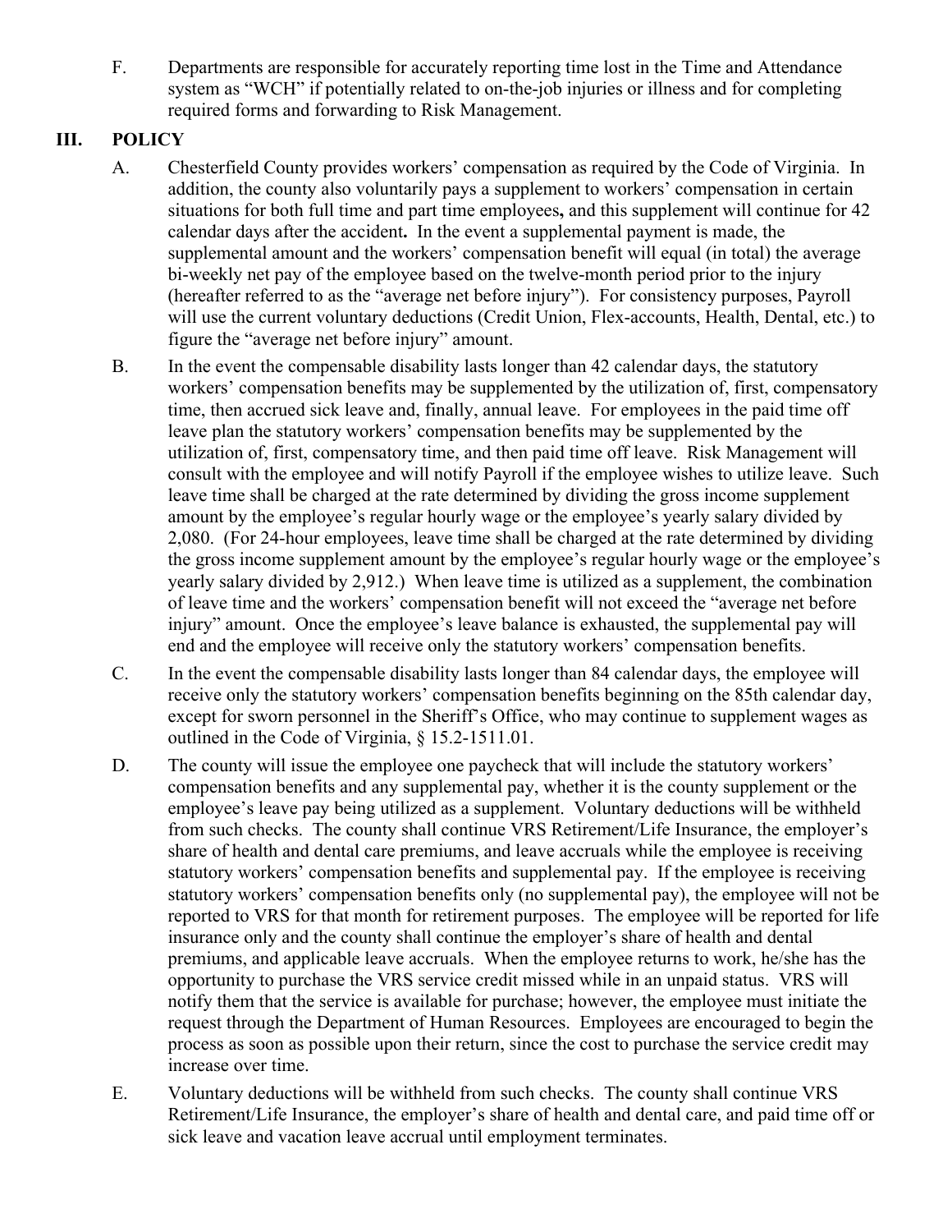F. Departments are responsible for accurately reporting time lost in the Time and Attendance system as "WCH" if potentially related to on-the-job injuries or illness and for completing required forms and forwarding to Risk Management.

## III. POLICY

A. Chesterfield County provides workers' compensation as required by the Code of Virginia. In addition, the county also voluntarily pays a supplement to workers' compensation in certain situations for both full time and part time employees**,** and this supplement will continue for 42 calendar days after the accident**.** In the event a supplemental payment is made, the supplemental amount and the workers' compensation benefit will equal (in total) the average bi-weekly net pay of the employee based on the twelve-month period prior to the injury (hereafter referred to as the "average net before injury"). For consistency purposes, Payroll will use the current voluntary deductions (Credit Union, Flex-accounts, Health, Dental, etc.) to figure the "average net before injury" amount.

B. In the event the compensable disability lasts longer than 42 calendar days, the statutory workers' compensation benefits may be supplemented by the utilization of, first, compensatory time, then accrued sick leave and, finally, annual leave. For employees in the paid time off leave plan the statutory workers' compensation benefits may be supplemented by the utilization of, first, compensatory time, and then paid time off leave. Risk Management will consult with the employee and will notify Payroll if the employee wishes to utilize leave. Such leave time shall be charged at the rate determined by dividing the gross income supplement amount by the employee's regular hourly wage or the employee's yearly salary divided by 2,080. (For 24-hour employees, leave time shall be charged at the rate determined by dividing the gross income supplement amount by the employee's regular hourly wage or the employee's yearly salary divided by 2,912.) When leave time is utilized as a supplement, the combination of leave time and the workers' compensation benefit will not exceed the "average net before injury" amount. Once the employee's leave balance is exhausted, the supplemental pay will end and the employee will receive only the statutory workers' compensation benefits.

C. In the event the compensable disability lasts longer than 84 calendar days, the employee will receive only the statutory workers' compensation benefits beginning on the 85th calendar day, except for sworn personnel in the Sheriff's Office, who may continue to supplement wages as outlined in the Code of Virginia, § 15.2-1511.01.

D. The county will issue the employee one paycheck that will include the statutory workers' compensation benefits and any supplemental pay, whether it is the county supplement or the employee's leave pay being utilized as a supplement. Voluntary deductions will be withheld from such checks. The county shall continue VRS Retirement/Life Insurance, the employer's share of health and dental care premiums, and leave accruals while the employee is receiving statutory workers' compensation benefits and supplemental pay. If the employee is receiving statutory workers' compensation benefits only (no supplemental pay), the employee will not be reported to VRS for that month for retirement purposes. The employee will be reported for life insurance only and the county shall continue the employer's share of health and dental premiums, and applicable leave accruals. When the employee returns to work, he/she has the opportunity to purchase the VRS service credit missed while in an unpaid status. VRS will notify them that the service is available for purchase; however, the employee must initiate the request through the Department of Human Resources. Employees are encouraged to begin the process as soon as possible upon their return, since the cost to purchase the service credit may increase over time.

E. Voluntary deductions will be withheld from such checks. The county shall continue VRS Retirement/Life Insurance, the employer's share of health and dental care, and paid time off or sick leave and vacation leave accrual until employment terminates.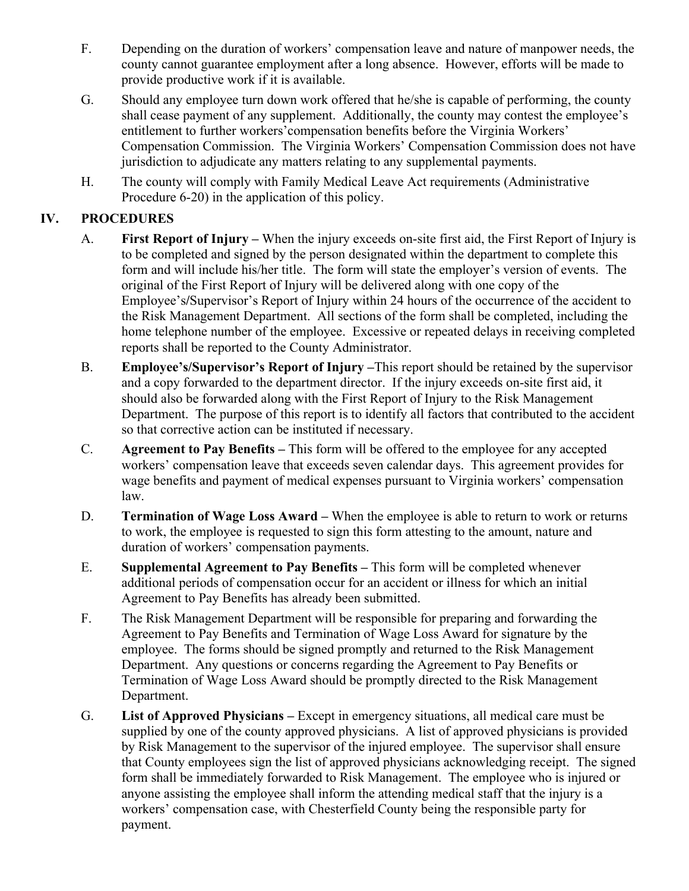F. Depending on the duration of workers' compensation leave and nature of manpower needs, the county cannot guarantee employment after a long absence. However, efforts will be made to provide productive work if it is available.

G. Should any employee turn down work offered that he/she is capable of performing, the county shall cease payment of any supplement. Additionally, the county may contest the employee's entitlement to further workers'compensation benefits before the Virginia Workers' Compensation Commission. The Virginia Workers' Compensation Commission does not have jurisdiction to adjudicate any matters relating to any supplemental payments.

H. The county will comply with Family Medical Leave Act requirements (Administrative Procedure 6-20) in the application of this policy.

## IV. PROCEDURES

A. **First Report of Injury –** When the injury exceeds on-site first aid, the First Report of Injury is to be completed and signed by the person designated within the department to complete this form and will include his/her title. The form will state the employer's version of events. The original of the First Report of Injury will be delivered along with one copy of the Employee's/Supervisor's Report of Injury within 24 hours of the occurrence of the accident to the Risk Management Department. All sections of the form shall be completed, including the home telephone number of the employee. Excessive or repeated delays in receiving completed reports shall be reported to the County Administrator.

B. **Employee's/Supervisor's Report of Injury –**This report should be retained by the supervisor and a copy forwarded to the department director. If the injury exceeds on-site first aid, it should also be forwarded along with the First Report of Injury to the Risk Management Department. The purpose of this report is to identify all factors that contributed to the accident so that corrective action can be instituted if necessary.

C. **Agreement to Pay Benefits –** This form will be offered to the employee for any accepted workers' compensation leave that exceeds seven calendar days. This agreement provides for wage benefits and payment of medical expenses pursuant to Virginia workers' compensation law.

D. **Termination of Wage Loss Award –** When the employee is able to return to work or returns to work, the employee is requested to sign this form attesting to the amount, nature and duration of workers' compensation payments.

E. **Supplemental Agreement to Pay Benefits –** This form will be completed whenever additional periods of compensation occur for an accident or illness for which an initial Agreement to Pay Benefits has already been submitted.

F. The Risk Management Department will be responsible for preparing and forwarding the Agreement to Pay Benefits and Termination of Wage Loss Award for signature by the employee. The forms should be signed promptly and returned to the Risk Management Department. Any questions or concerns regarding the Agreement to Pay Benefits or Termination of Wage Loss Award should be promptly directed to the Risk Management Department.

G. **List of Approved Physicians –** Except in emergency situations, all medical care must be supplied by one of the county approved physicians. A list of approved physicians is provided by Risk Management to the supervisor of the injured employee. The supervisor shall ensure that County employees sign the list of approved physicians acknowledging receipt. The signed form shall be immediately forwarded to Risk Management. The employee who is injured or anyone assisting the employee shall inform the attending medical staff that the injury is a workers' compensation case, with Chesterfield County being the responsible party for payment.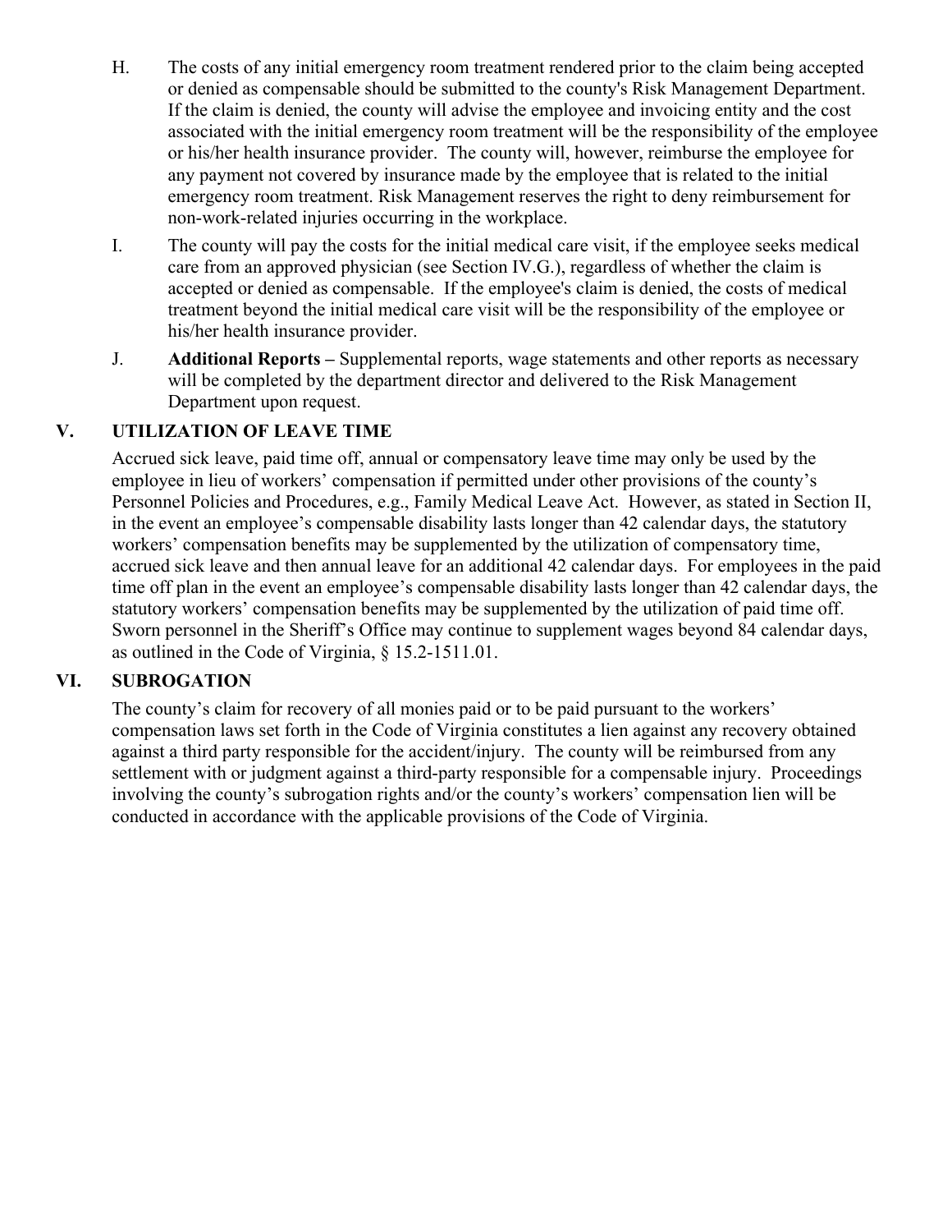H. The costs of any initial emergency room treatment rendered prior to the claim being accepted or denied as compensable should be submitted to the county's Risk Management Department. If the claim is denied, the county will advise the employee and invoicing entity and the cost associated with the initial emergency room treatment will be the responsibility of the employee or his/her health insurance provider. The county will, however, reimburse the employee for any payment not covered by insurance made by the employee that is related to the initial emergency room treatment. Risk Management reserves the right to deny reimbursement for non-work-related injuries occurring in the workplace.

I. The county will pay the costs for the initial medical care visit, if the employee seeks medical care from an approved physician (see Section IV.G.), regardless of whether the claim is accepted or denied as compensable. If the employee's claim is denied, the costs of medical treatment beyond the initial medical care visit will be the responsibility of the employee or his/her health insurance provider.

J. **Additional Reports –** Supplemental reports, wage statements and other reports as necessary will be completed by the department director and delivered to the Risk Management Department upon request.

## V. UTILIZATION OF LEAVE TIME

Accrued sick leave, paid time off, annual or compensatory leave time may only be used by the employee in lieu of workers' compensation if permitted under other provisions of the county's Personnel Policies and Procedures, e.g., Family Medical Leave Act. However, as stated in Section II, in the event an employee's compensable disability lasts longer than 42 calendar days, the statutory workers' compensation benefits may be supplemented by the utilization of compensatory time, accrued sick leave and then annual leave for an additional 42 calendar days. For employees in the paid time off plan in the event an employee's compensable disability lasts longer than 42 calendar days, the statutory workers' compensation benefits may be supplemented by the utilization of paid time off. Sworn personnel in the Sheriff's Office may continue to supplement wages beyond 84 calendar days, as outlined in the Code of Virginia, § 15.2-1511.01.

## VI. SUBROGATION

The county's claim for recovery of all monies paid or to be paid pursuant to the workers' compensation laws set forth in the Code of Virginia constitutes a lien against any recovery obtained against a third party responsible for the accident/injury. The county will be reimbursed from any settlement with or judgment against a third-party responsible for a compensable injury. Proceedings involving the county's subrogation rights and/or the county's workers' compensation lien will be conducted in accordance with the applicable provisions of the Code of Virginia.